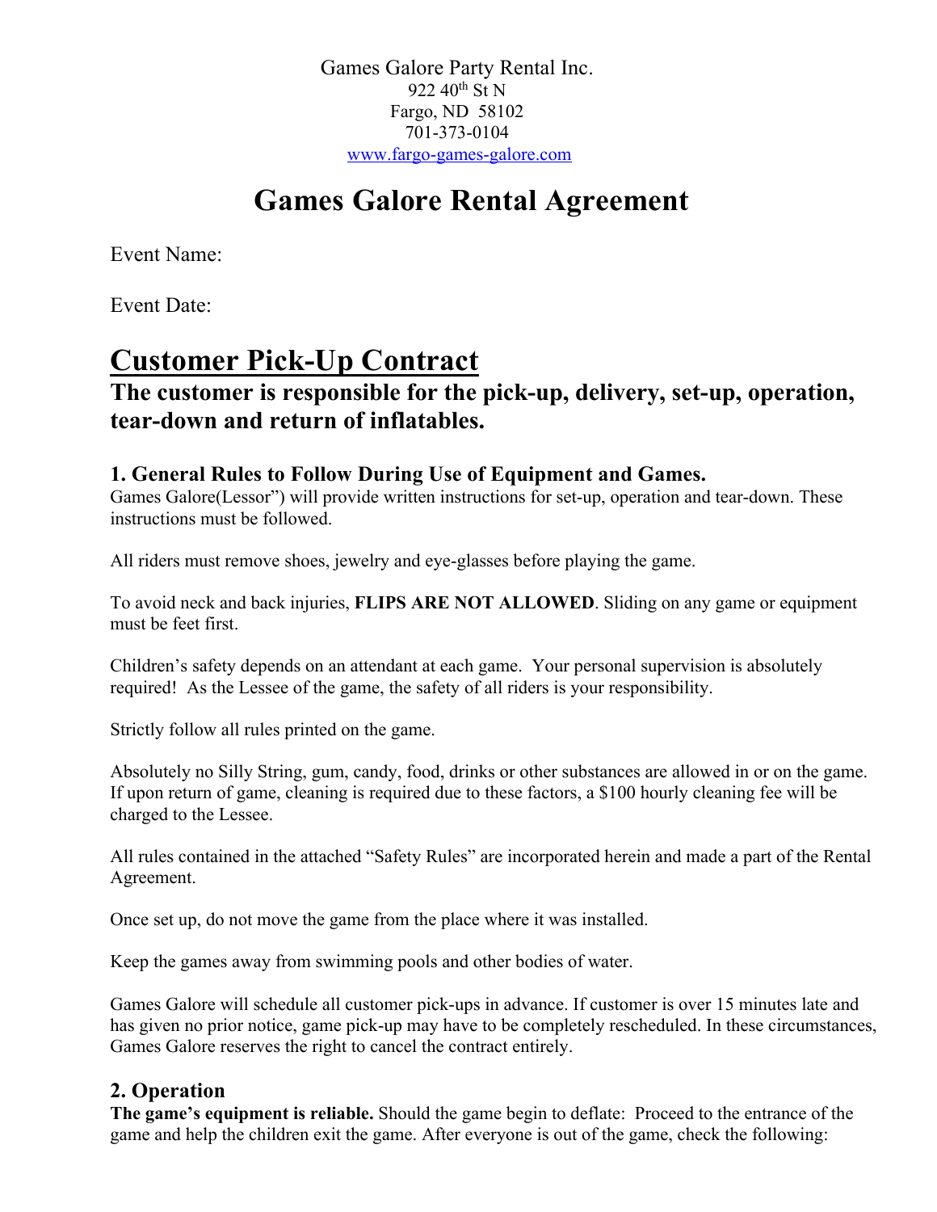Games Galore Party Rental Inc.
922 40th St N
Fargo, ND 58102
701-373-0104
www.fargo-games-galore.com

# Games Galore Rental Agreement

Event Name:

Event Date:

## Customer Pick-Up Contract

### The customer is responsible for the pick-up, delivery, set-up, operation, tear-down and return of inflatables.

### 1. General Rules to Follow During Use of Equipment and Games.

Games Galore(Lessor") will provide written instructions for set-up, operation and tear-down. These instructions must be followed.

All riders must remove shoes, jewelry and eye-glasses before playing the game.

To avoid neck and back injuries, **FLIPS ARE NOT ALLOWED**. Sliding on any game or equipment must be feet first.

Children's safety depends on an attendant at each game. Your personal supervision is absolutely required! As the Lessee of the game, the safety of all riders is your responsibility.

Strictly follow all rules printed on the game.

Absolutely no Silly String, gum, candy, food, drinks or other substances are allowed in or on the game. If upon return of game, cleaning is required due to these factors, a $100 hourly cleaning fee will be charged to the Lessee.

All rules contained in the attached "Safety Rules" are incorporated herein and made a part of the Rental Agreement.

Once set up, do not move the game from the place where it was installed.

Keep the games away from swimming pools and other bodies of water.

Games Galore will schedule all customer pick-ups in advance. If customer is over 15 minutes late and has given no prior notice, game pick-up may have to be completely rescheduled. In these circumstances, Games Galore reserves the right to cancel the contract entirely.

### 2. Operation

**The game's equipment is reliable.** Should the game begin to deflate: Proceed to the entrance of the game and help the children exit the game. After everyone is out of the game, check the following: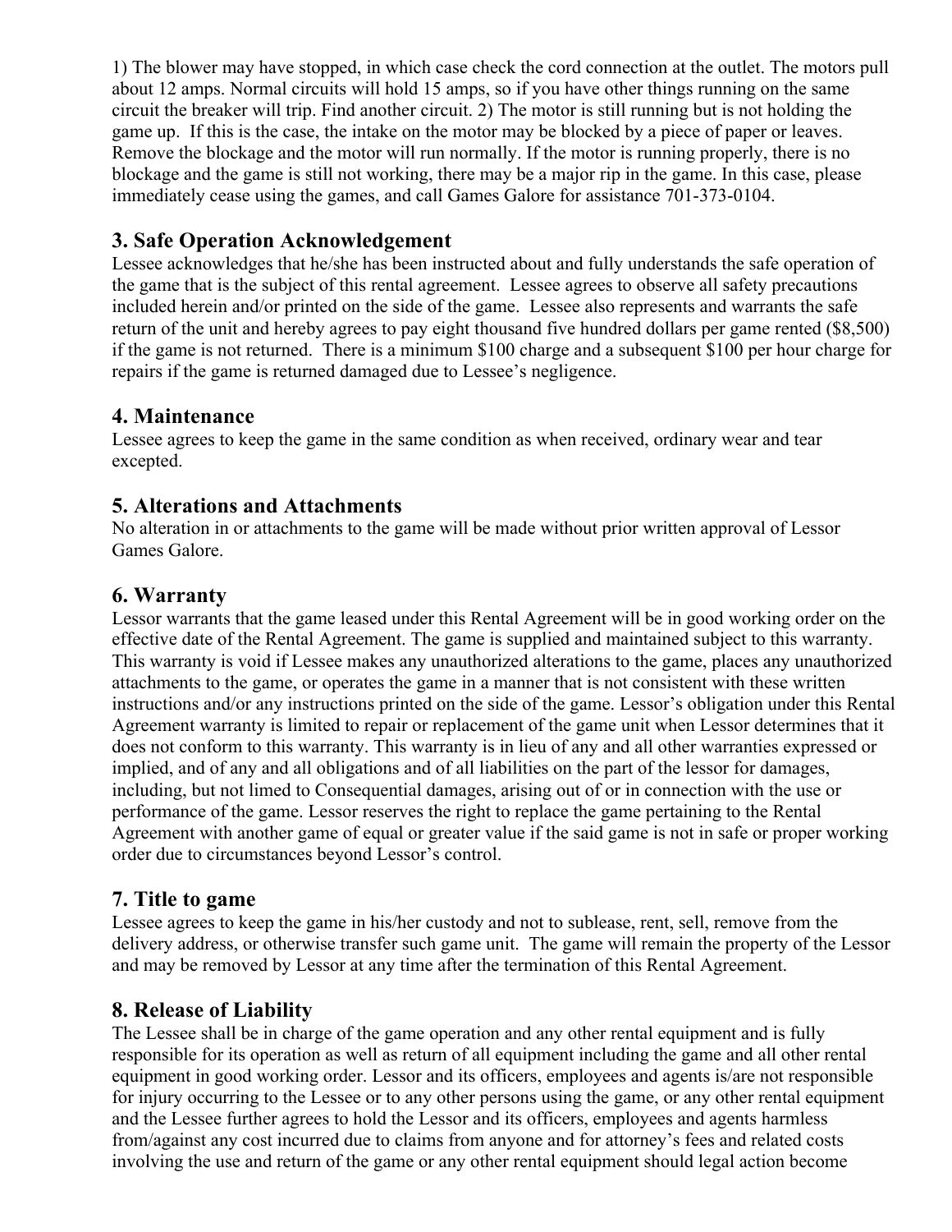1) The blower may have stopped, in which case check the cord connection at the outlet. The motors pull about 12 amps. Normal circuits will hold 15 amps, so if you have other things running on the same circuit the breaker will trip. Find another circuit. 2) The motor is still running but is not holding the game up. If this is the case, the intake on the motor may be blocked by a piece of paper or leaves. Remove the blockage and the motor will run normally. If the motor is running properly, there is no blockage and the game is still not working, there may be a major rip in the game. In this case, please immediately cease using the games, and call Games Galore for assistance 701-373-0104.

## 3. Safe Operation Acknowledgement

Lessee acknowledges that he/she has been instructed about and fully understands the safe operation of the game that is the subject of this rental agreement. Lessee agrees to observe all safety precautions included herein and/or printed on the side of the game. Lessee also represents and warrants the safe return of the unit and hereby agrees to pay eight thousand five hundred dollars per game rented ($8,500) if the game is not returned. There is a minimum $100 charge and a subsequent $100 per hour charge for repairs if the game is returned damaged due to Lessee's negligence.

## 4. Maintenance

Lessee agrees to keep the game in the same condition as when received, ordinary wear and tear excepted.

## 5. Alterations and Attachments

No alteration in or attachments to the game will be made without prior written approval of Lessor Games Galore.

## 6. Warranty

Lessor warrants that the game leased under this Rental Agreement will be in good working order on the effective date of the Rental Agreement. The game is supplied and maintained subject to this warranty. This warranty is void if Lessee makes any unauthorized alterations to the game, places any unauthorized attachments to the game, or operates the game in a manner that is not consistent with these written instructions and/or any instructions printed on the side of the game. Lessor's obligation under this Rental Agreement warranty is limited to repair or replacement of the game unit when Lessor determines that it does not conform to this warranty. This warranty is in lieu of any and all other warranties expressed or implied, and of any and all obligations and of all liabilities on the part of the lessor for damages, including, but not limed to Consequential damages, arising out of or in connection with the use or performance of the game. Lessor reserves the right to replace the game pertaining to the Rental Agreement with another game of equal or greater value if the said game is not in safe or proper working order due to circumstances beyond Lessor's control.

## 7. Title to game

Lessee agrees to keep the game in his/her custody and not to sublease, rent, sell, remove from the delivery address, or otherwise transfer such game unit. The game will remain the property of the Lessor and may be removed by Lessor at any time after the termination of this Rental Agreement.

## 8. Release of Liability

The Lessee shall be in charge of the game operation and any other rental equipment and is fully responsible for its operation as well as return of all equipment including the game and all other rental equipment in good working order. Lessor and its officers, employees and agents is/are not responsible for injury occurring to the Lessee or to any other persons using the game, or any other rental equipment and the Lessee further agrees to hold the Lessor and its officers, employees and agents harmless from/against any cost incurred due to claims from anyone and for attorney's fees and related costs involving the use and return of the game or any other rental equipment should legal action become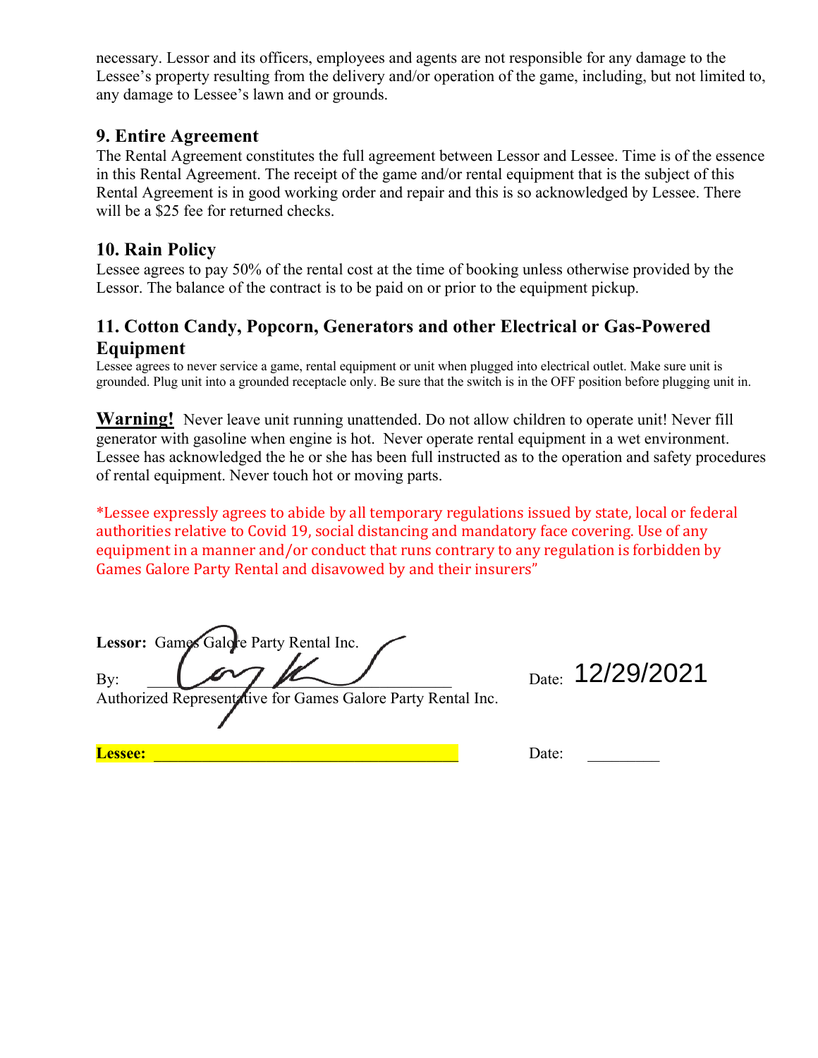necessary. Lessor and its officers, employees and agents are not responsible for any damage to the Lessee's property resulting from the delivery and/or operation of the game, including, but not limited to, any damage to Lessee's lawn and or grounds.

## 9. Entire Agreement

The Rental Agreement constitutes the full agreement between Lessor and Lessee. Time is of the essence in this Rental Agreement. The receipt of the game and/or rental equipment that is the subject of this Rental Agreement is in good working order and repair and this is so acknowledged by Lessee. There will be a $25 fee for returned checks.

## 10. Rain Policy

Lessee agrees to pay 50% of the rental cost at the time of booking unless otherwise provided by the Lessor. The balance of the contract is to be paid on or prior to the equipment pickup.

## 11. Cotton Candy, Popcorn, Generators and other Electrical or Gas-Powered Equipment

Lessee agrees to never service a game, rental equipment or unit when plugged into electrical outlet. Make sure unit is grounded. Plug unit into a grounded receptacle only. Be sure that the switch is in the OFF position before plugging unit in.

**Warning!** Never leave unit running unattended. Do not allow children to operate unit! Never fill generator with gasoline when engine is hot. Never operate rental equipment in a wet environment. Lessee has acknowledged the he or she has been full instructed as to the operation and safety procedures of rental equipment. Never touch hot or moving parts.

*Lessee expressly agrees to abide by all temporary regulations issued by state, local or federal authorities relative to Covid 19, social distancing and mandatory face covering. Use of any equipment in a manner and/or conduct that runs contrary to any regulation is forbidden by Games Galore Party Rental and disavowed by and their insurers"

**Lessor:** Games Galore Party Rental Inc.

By: ______________________________ Date: 12/29/2021

Authorized Representative for Games Galore Party Rental Inc.

**Lessee:** ______________________________ Date: _________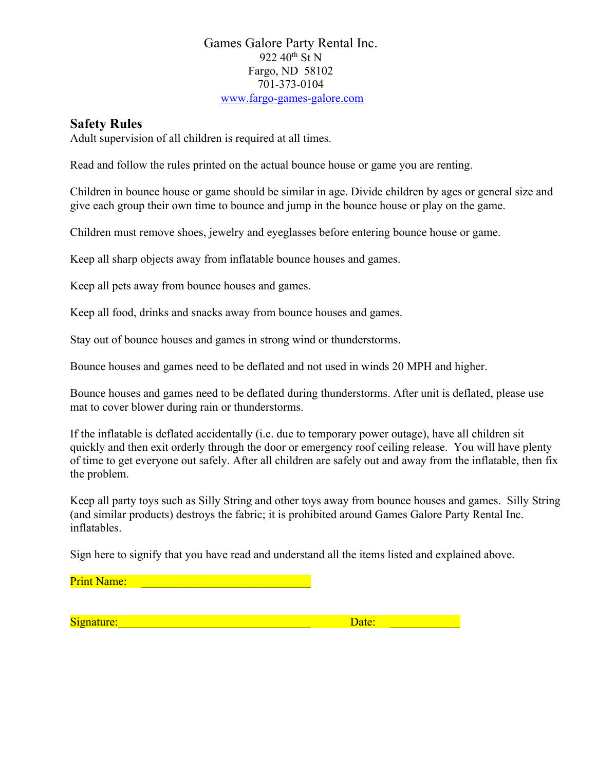Games Galore Party Rental Inc.
922 40th St N
Fargo, ND 58102
701-373-0104
www.fargo-games-galore.com

## Safety Rules

Adult supervision of all children is required at all times.

Read and follow the rules printed on the actual bounce house or game you are renting.

Children in bounce house or game should be similar in age. Divide children by ages or general size and give each group their own time to bounce and jump in the bounce house or play on the game.

Children must remove shoes, jewelry and eyeglasses before entering bounce house or game.

Keep all sharp objects away from inflatable bounce houses and games.

Keep all pets away from bounce houses and games.

Keep all food, drinks and snacks away from bounce houses and games.

Stay out of bounce houses and games in strong wind or thunderstorms.

Bounce houses and games need to be deflated and not used in winds 20 MPH and higher.

Bounce houses and games need to be deflated during thunderstorms. After unit is deflated, please use mat to cover blower during rain or thunderstorms.

If the inflatable is deflated accidentally (i.e. due to temporary power outage), have all children sit quickly and then exit orderly through the door or emergency roof ceiling release. You will have plenty of time to get everyone out safely. After all children are safely out and away from the inflatable, then fix the problem.

Keep all party toys such as Silly String and other toys away from bounce houses and games. Silly String (and similar products) destroys the fabric; it is prohibited around Games Galore Party Rental Inc. inflatables.

Sign here to signify that you have read and understand all the items listed and explained above.

Print Name: ______________________________

Signature: ______________________________ Date: ____________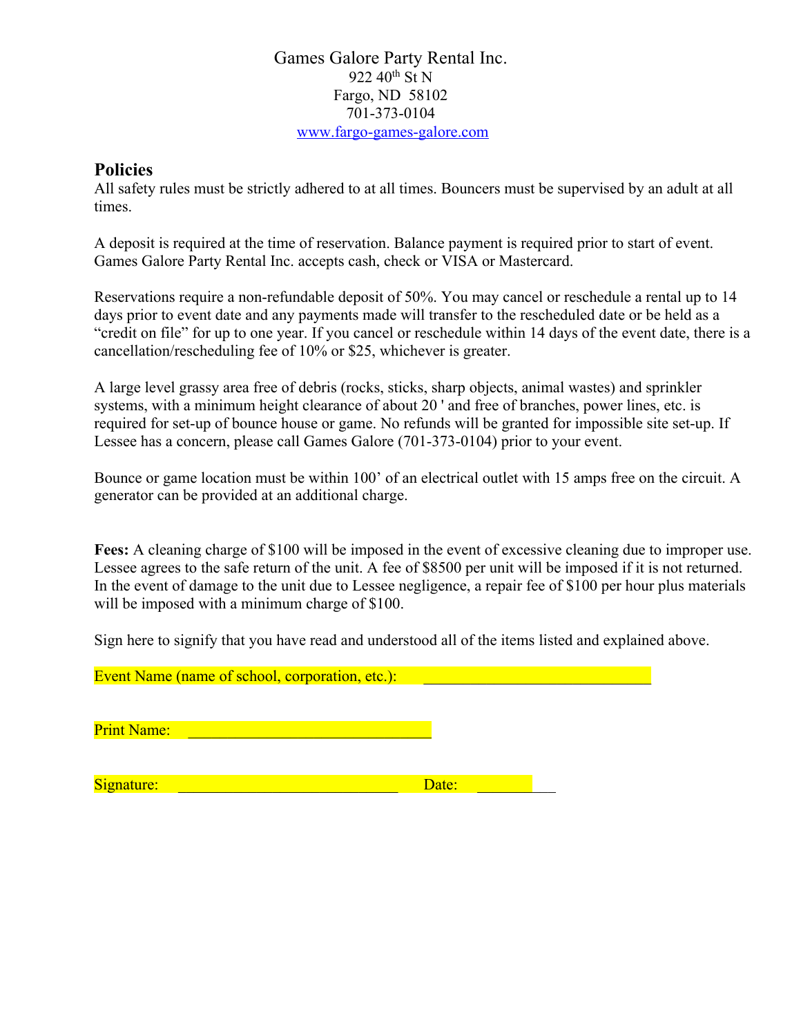Games Galore Party Rental Inc.
922 40th St N
Fargo, ND 58102
701-373-0104
www.fargo-games-galore.com

## Policies

All safety rules must be strictly adhered to at all times. Bouncers must be supervised by an adult at all times.

A deposit is required at the time of reservation. Balance payment is required prior to start of event. Games Galore Party Rental Inc. accepts cash, check or VISA or Mastercard.

Reservations require a non-refundable deposit of 50%. You may cancel or reschedule a rental up to 14 days prior to event date and any payments made will transfer to the rescheduled date or be held as a "credit on file" for up to one year. If you cancel or reschedule within 14 days of the event date, there is a cancellation/rescheduling fee of 10% or $25, whichever is greater.

A large level grassy area free of debris (rocks, sticks, sharp objects, animal wastes) and sprinkler systems, with a minimum height clearance of about 20 ' and free of branches, power lines, etc. is required for set-up of bounce house or game. No refunds will be granted for impossible site set-up. If Lessee has a concern, please call Games Galore (701-373-0104) prior to your event.

Bounce or game location must be within 100' of an electrical outlet with 15 amps free on the circuit. A generator can be provided at an additional charge.

**Fees:** A cleaning charge of $100 will be imposed in the event of excessive cleaning due to improper use. Lessee agrees to the safe return of the unit. A fee of $8500 per unit will be imposed if it is not returned. In the event of damage to the unit due to Lessee negligence, a repair fee of $100 per hour plus materials will be imposed with a minimum charge of $100.

Sign here to signify that you have read and understood all of the items listed and explained above.

Event Name (name of school, corporation, etc.): ______________________________

Print Name: ________________________________

Signature: _____________________________ Date: __________